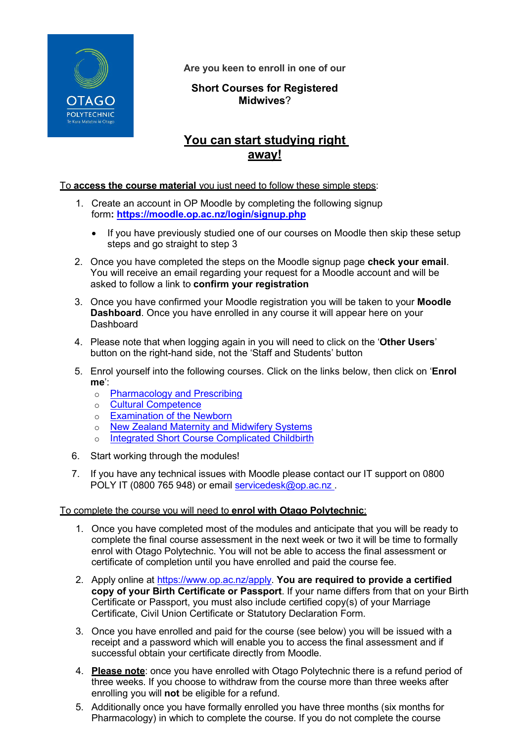OTAGO POLYTECHNIC
Te Kura Matatini ki Otago

Are you keen to enroll in one of our

**Short Courses for Registered Midwives**?

## You can start studying right away!

To **access the course material** you just need to follow these simple steps:

1. Create an account in OP Moodle by completing the following signup form**: https://moodle.op.ac.nz/login/signup.php**
   - If you have previously studied one of our courses on Moodle then skip these setup steps and go straight to step 3
2. Once you have completed the steps on the Moodle signup page **check your email**. You will receive an email regarding your request for a Moodle account and will be asked to follow a link to **confirm your registration**
3. Once you have confirmed your Moodle registration you will be taken to your **Moodle Dashboard**. Once you have enrolled in any course it will appear here on your Dashboard
4. Please note that when logging again in you will need to click on the '**Other Users**' button on the right-hand side, not the 'Staff and Students' button
5. Enrol yourself into the following courses. Click on the links below, then click on '**Enrol me**':
   - Pharmacology and Prescribing
   - Cultural Competence
   - Examination of the Newborn
   - New Zealand Maternity and Midwifery Systems
   - Integrated Short Course Complicated Childbirth
6. Start working through the modules!
7. If you have any technical issues with Moodle please contact our IT support on 0800 POLY IT (0800 765 948) or email servicedesk@op.ac.nz .

To complete the course you will need to **enrol with Otago Polytechnic**:

1. Once you have completed most of the modules and anticipate that you will be ready to complete the final course assessment in the next week or two it will be time to formally enrol with Otago Polytechnic. You will not be able to access the final assessment or certificate of completion until you have enrolled and paid the course fee.
2. Apply online at https://www.op.ac.nz/apply. **You are required to provide a certified copy of your Birth Certificate or Passport**. If your name differs from that on your Birth Certificate or Passport, you must also include certified copy(s) of your Marriage Certificate, Civil Union Certificate or Statutory Declaration Form.
3. Once you have enrolled and paid for the course (see below) you will be issued with a receipt and a password which will enable you to access the final assessment and if successful obtain your certificate directly from Moodle.
4. **Please note**: once you have enrolled with Otago Polytechnic there is a refund period of three weeks. If you choose to withdraw from the course more than three weeks after enrolling you will **not** be eligible for a refund.
5. Additionally once you have formally enrolled you have three months (six months for Pharmacology) in which to complete the course. If you do not complete the course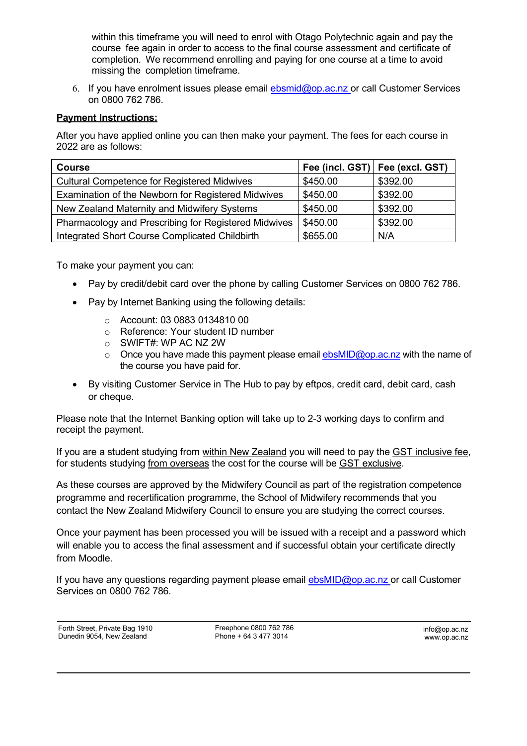within this timeframe you will need to enrol with Otago Polytechnic again and pay the course fee again in order to access to the final course assessment and certificate of completion. We recommend enrolling and paying for one course at a time to avoid missing the completion timeframe.

6. If you have enrolment issues please email ebsmid@op.ac.nz or call Customer Services on 0800 762 786.

**Payment Instructions:**

After you have applied online you can then make your payment. The fees for each course in 2022 are as follows:

| Course | Fee (incl. GST) | Fee (excl. GST) |
|---|---|---|
| Cultural Competence for Registered Midwives | $450.00 | $392.00 |
| Examination of the Newborn for Registered Midwives | $450.00 | $392.00 |
| New Zealand Maternity and Midwifery Systems | $450.00 | $392.00 |
| Pharmacology and Prescribing for Registered Midwives | $450.00 | $392.00 |
| Integrated Short Course Complicated Childbirth | $655.00 | N/A |

To make your payment you can:

- Pay by credit/debit card over the phone by calling Customer Services on 0800 762 786.
- Pay by Internet Banking using the following details:
  - Account: 03 0883 0134810 00
  - Reference: Your student ID number
  - SWIFT#: WP AC NZ 2W
  - Once you have made this payment please email ebsMID@op.ac.nz with the name of the course you have paid for.
- By visiting Customer Service in The Hub to pay by eftpos, credit card, debit card, cash or cheque.

Please note that the Internet Banking option will take up to 2-3 working days to confirm and receipt the payment.

If you are a student studying from within New Zealand you will need to pay the GST inclusive fee, for students studying from overseas the cost for the course will be GST exclusive.

As these courses are approved by the Midwifery Council as part of the registration competence programme and recertification programme, the School of Midwifery recommends that you contact the New Zealand Midwifery Council to ensure you are studying the correct courses.

Once your payment has been processed you will be issued with a receipt and a password which will enable you to access the final assessment and if successful obtain your certificate directly from Moodle.

If you have any questions regarding payment please email ebsMID@op.ac.nz or call Customer Services on 0800 762 786.